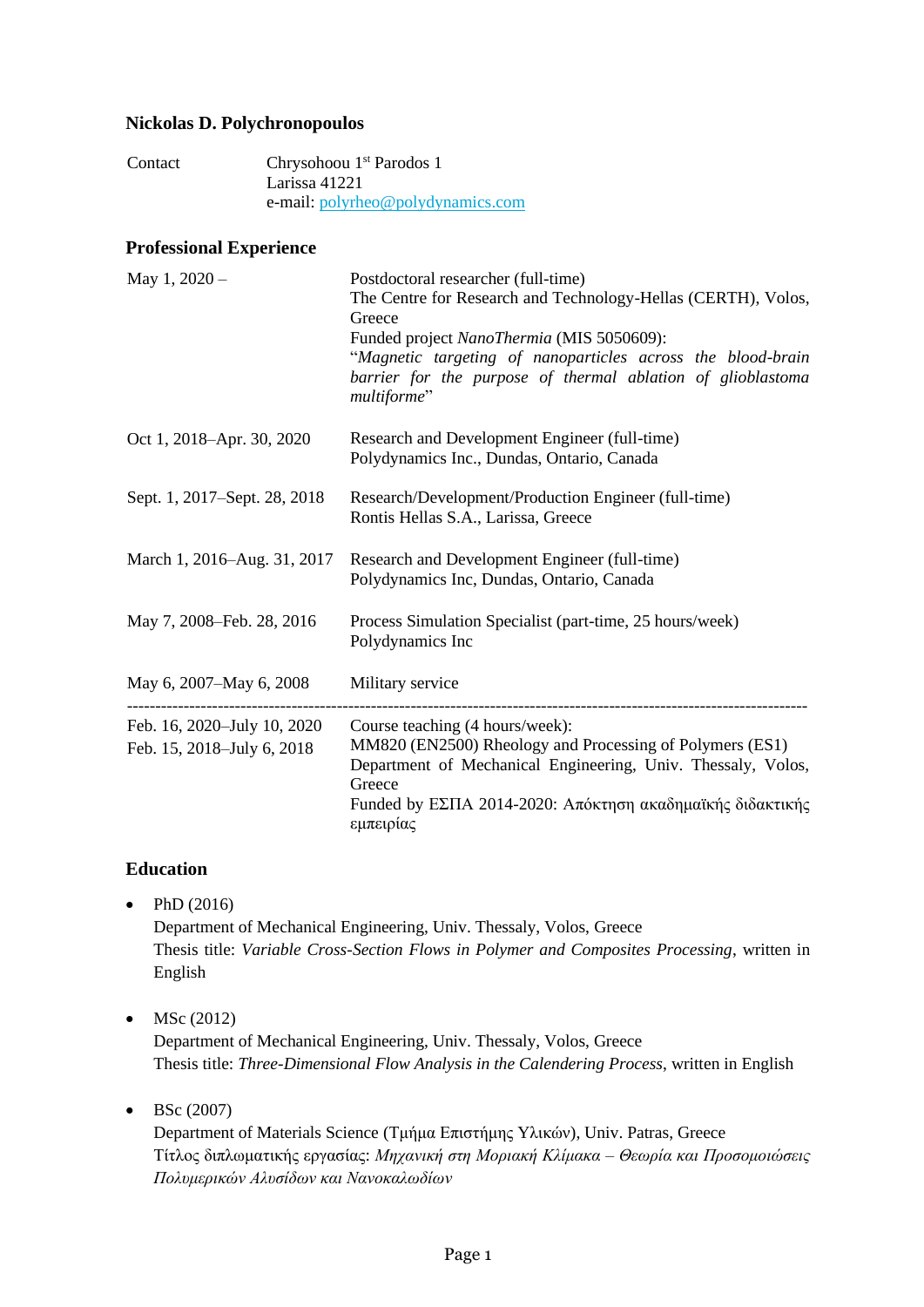# Nickolas D. Polychronopoulos

| | |
|---|---|
| Contact | Chrysohoou 1st Parodos 1<br>Larissa 41221<br>e-mail: polyrheo@polydynamics.com |

## Professional Experience

| | |
|---|---|
| May 1, 2020 – | Postdoctoral researcher (full-time)<br>The Centre for Research and Technology-Hellas (CERTH), Volos, Greece<br>Funded project *NanoThermia* (MIS 5050609):<br>"*Magnetic targeting of nanoparticles across the blood-brain barrier for the purpose of thermal ablation of glioblastoma multiforme*" |
| Oct 1, 2018–Apr. 30, 2020 | Research and Development Engineer (full-time)<br>Polydynamics Inc., Dundas, Ontario, Canada |
| Sept. 1, 2017–Sept. 28, 2018 | Research/Development/Production Engineer (full-time)<br>Rontis Hellas S.A., Larissa, Greece |
| March 1, 2016–Aug. 31, 2017 | Research and Development Engineer (full-time)<br>Polydynamics Inc, Dundas, Ontario, Canada |
| May 7, 2008–Feb. 28, 2016 | Process Simulation Specialist (part-time, 25 hours/week)<br>Polydynamics Inc |
| May 6, 2007–May 6, 2008 | Military service |

---

| | |
|---|---|
| Feb. 16, 2020–July 10, 2020<br>Feb. 15, 2018–July 6, 2018 | Course teaching (4 hours/week):<br>MM820 (EN2500) Rheology and Processing of Polymers (ES1)<br>Department of Mechanical Engineering, Univ. Thessaly, Volos, Greece<br>Funded by ΕΣΠΑ 2014-2020: Απόκτηση ακαδημαϊκής διδακτικής εμπειρίας |

## Education

- PhD (2016)
  Department of Mechanical Engineering, Univ. Thessaly, Volos, Greece
  Thesis title: *Variable Cross-Section Flows in Polymer and Composites Processing*, written in English

- MSc (2012)
  Department of Mechanical Engineering, Univ. Thessaly, Volos, Greece
  Thesis title: *Three-Dimensional Flow Analysis in the Calendering Process*, written in English

- BSc (2007)
  Department of Materials Science (Τμήμα Επιστήμης Υλικών), Univ. Patras, Greece
  Τίτλος διπλωματικής εργασίας: *Μηχανική στη Μοριακή Κλίμακα – Θεωρία και Προσομοιώσεις Πολυμερικών Αλυσίδων και Νανοκαλωδίων*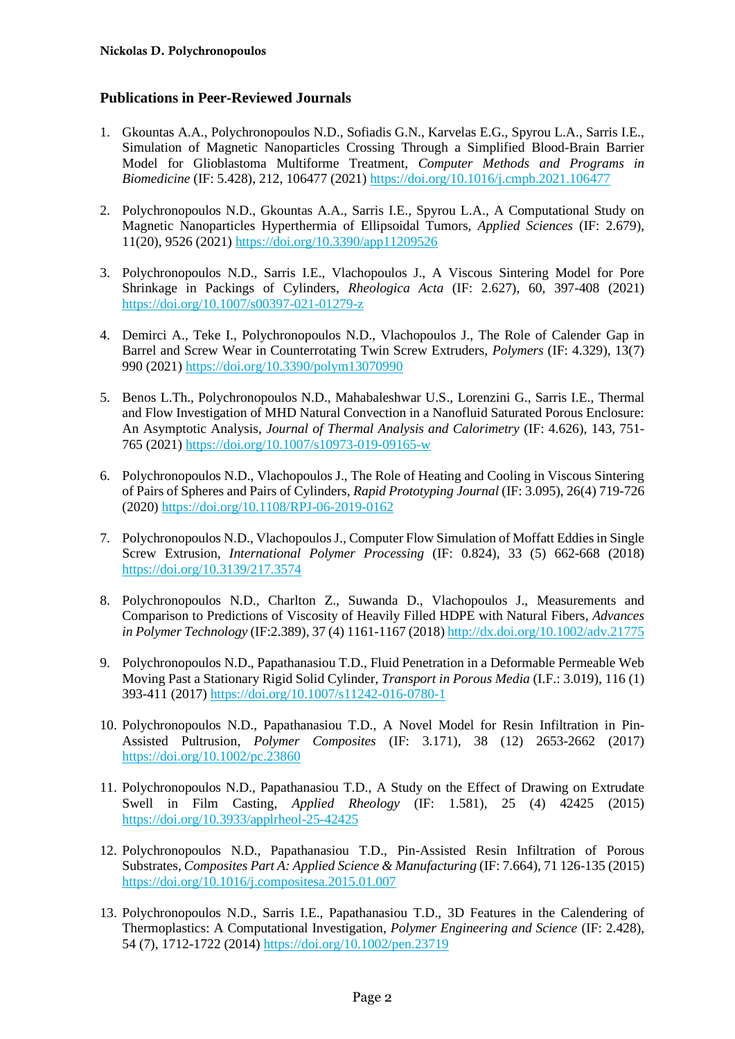## Publications in Peer-Reviewed Journals

1. Gkountas A.A., Polychronopoulos N.D., Sofiadis G.N., Karvelas E.G., Spyrou L.A., Sarris I.E., Simulation of Magnetic Nanoparticles Crossing Through a Simplified Blood-Brain Barrier Model for Glioblastoma Multiforme Treatment, *Computer Methods and Programs in Biomedicine* (IF: 5.428), 212, 106477 (2021) https://doi.org/10.1016/j.cmpb.2021.106477

2. Polychronopoulos N.D., Gkountas A.A., Sarris I.E., Spyrou L.A., A Computational Study on Magnetic Nanoparticles Hyperthermia of Ellipsoidal Tumors, *Applied Sciences* (IF: 2.679), 11(20), 9526 (2021) https://doi.org/10.3390/app11209526

3. Polychronopoulos N.D., Sarris I.E., Vlachopoulos J., A Viscous Sintering Model for Pore Shrinkage in Packings of Cylinders, *Rheologica Acta* (IF: 2.627), 60, 397-408 (2021) https://doi.org/10.1007/s00397-021-01279-z

4. Demirci A., Teke I., Polychronopoulos N.D., Vlachopoulos J., The Role of Calender Gap in Barrel and Screw Wear in Counterrotating Twin Screw Extruders, *Polymers* (IF: 4.329), 13(7) 990 (2021) https://doi.org/10.3390/polym13070990

5. Benos L.Th., Polychronopoulos N.D., Mahabaleshwar U.S., Lorenzini G., Sarris I.E., Thermal and Flow Investigation of MHD Natural Convection in a Nanofluid Saturated Porous Enclosure: An Asymptotic Analysis, *Journal of Thermal Analysis and Calorimetry* (IF: 4.626), 143, 751-765 (2021) https://doi.org/10.1007/s10973-019-09165-w

6. Polychronopoulos N.D., Vlachopoulos J., The Role of Heating and Cooling in Viscous Sintering of Pairs of Spheres and Pairs of Cylinders, *Rapid Prototyping Journal* (IF: 3.095), 26(4) 719-726 (2020) https://doi.org/10.1108/RPJ-06-2019-0162

7. Polychronopoulos N.D., Vlachopoulos J., Computer Flow Simulation of Moffatt Eddies in Single Screw Extrusion, *International Polymer Processing* (IF: 0.824), 33 (5) 662-668 (2018) https://doi.org/10.3139/217.3574

8. Polychronopoulos N.D., Charlton Z., Suwanda D., Vlachopoulos J., Measurements and Comparison to Predictions of Viscosity of Heavily Filled HDPE with Natural Fibers, *Advances in Polymer Technology* (IF:2.389), 37 (4) 1161-1167 (2018) http://dx.doi.org/10.1002/adv.21775

9. Polychronopoulos N.D., Papathanasiou T.D., Fluid Penetration in a Deformable Permeable Web Moving Past a Stationary Rigid Solid Cylinder, *Transport in Porous Media* (I.F.: 3.019), 116 (1) 393-411 (2017) https://doi.org/10.1007/s11242-016-0780-1

10. Polychronopoulos N.D., Papathanasiou T.D., A Novel Model for Resin Infiltration in Pin-Assisted Pultrusion, *Polymer Composites* (IF: 3.171), 38 (12) 2653-2662 (2017) https://doi.org/10.1002/pc.23860

11. Polychronopoulos N.D., Papathanasiou T.D., A Study on the Effect of Drawing on Extrudate Swell in Film Casting, *Applied Rheology* (IF: 1.581), 25 (4) 42425 (2015) https://doi.org/10.3933/applrheol-25-42425

12. Polychronopoulos N.D., Papathanasiou T.D., Pin-Assisted Resin Infiltration of Porous Substrates, *Composites Part A: Applied Science & Manufacturing* (IF: 7.664), 71 126-135 (2015) https://doi.org/10.1016/j.compositesa.2015.01.007

13. Polychronopoulos N.D., Sarris I.E., Papathanasiou T.D., 3D Features in the Calendering of Thermoplastics: A Computational Investigation, *Polymer Engineering and Science* (IF: 2.428), 54 (7), 1712-1722 (2014) https://doi.org/10.1002/pen.23719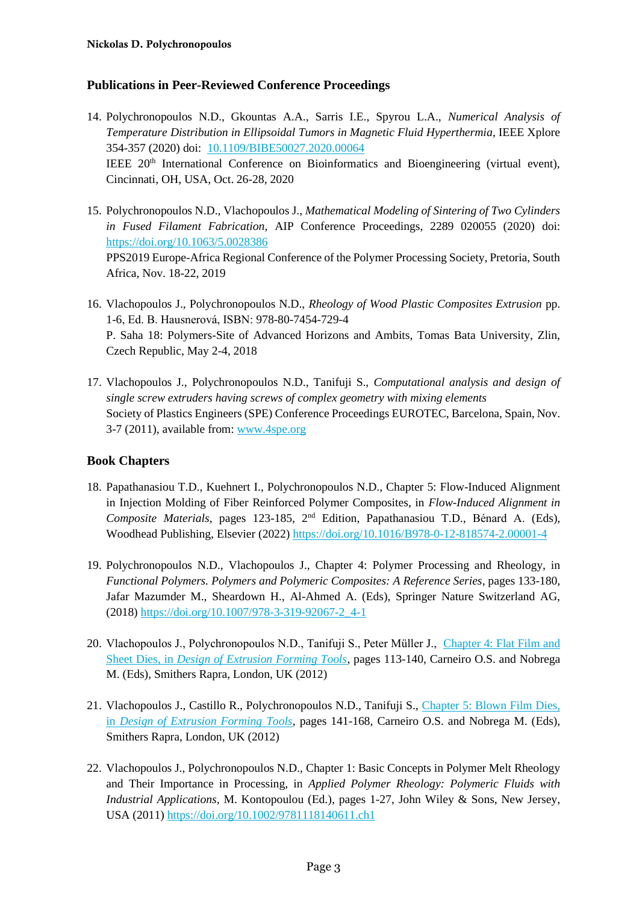## Publications in Peer-Reviewed Conference Proceedings

14. Polychronopoulos N.D., Gkountas A.A., Sarris I.E., Spyrou L.A., *Numerical Analysis of Temperature Distribution in Ellipsoidal Tumors in Magnetic Fluid Hyperthermia*, IEEE Xplore 354-357 (2020) doi: [10.1109/BIBE50027.2020.00064](https://doi.org/10.1109/BIBE50027.2020.00064)
    IEEE 20th International Conference on Bioinformatics and Bioengineering (virtual event), Cincinnati, OH, USA, Oct. 26-28, 2020

15. Polychronopoulos N.D., Vlachopoulos J., *Mathematical Modeling of Sintering of Two Cylinders in Fused Filament Fabrication*, AIP Conference Proceedings, 2289 020055 (2020) doi: [https://doi.org/10.1063/5.0028386](https://doi.org/10.1063/5.0028386)
    PPS2019 Europe-Africa Regional Conference of the Polymer Processing Society, Pretoria, South Africa, Nov. 18-22, 2019

16. Vlachopoulos J., Polychronopoulos N.D., *Rheology of Wood Plastic Composites Extrusion* pp. 1-6, Ed. B. Hausnerová, ISBN: 978-80-7454-729-4
    P. Saha 18: Polymers-Site of Advanced Horizons and Ambits, Tomas Bata University, Zlin, Czech Republic, May 2-4, 2018

17. Vlachopoulos J., Polychronopoulos N.D., Tanifuji S., *Computational analysis and design of single screw extruders having screws of complex geometry with mixing elements*
    Society of Plastics Engineers (SPE) Conference Proceedings EUROTEC, Barcelona, Spain, Nov. 3-7 (2011), available from: [www.4spe.org](http://www.4spe.org)

## Book Chapters

18. Papathanasiou T.D., Kuehnert I., Polychronopoulos N.D., Chapter 5: Flow-Induced Alignment in Injection Molding of Fiber Reinforced Polymer Composites, in *Flow-Induced Alignment in Composite Materials*, pages 123-185, 2nd Edition, Papathanasiou T.D., Bénard A. (Eds), Woodhead Publishing, Elsevier (2022) [https://doi.org/10.1016/B978-0-12-818574-2.00001-4](https://doi.org/10.1016/B978-0-12-818574-2.00001-4)

19. Polychronopoulos N.D., Vlachopoulos J., Chapter 4: Polymer Processing and Rheology, in *Functional Polymers. Polymers and Polymeric Composites: A Reference Series*, pages 133-180, Jafar Mazumder M., Sheardown H., Al-Ahmed A. (Eds), Springer Nature Switzerland AG, (2018) [https://doi.org/10.1007/978-3-319-92067-2_4-1](https://doi.org/10.1007/978-3-319-92067-2_4-1)

20. Vlachopoulos J., Polychronopoulos N.D., Tanifuji S., Peter Müller J., Chapter 4: Flat Film and Sheet Dies, in *Design of Extrusion Forming Tools*, pages 113-140, Carneiro O.S. and Nobrega M. (Eds), Smithers Rapra, London, UK (2012)

21. Vlachopoulos J., Castillo R., Polychronopoulos N.D., Tanifuji S., Chapter 5: Blown Film Dies, in *Design of Extrusion Forming Tools*, pages 141-168, Carneiro O.S. and Nobrega M. (Eds), Smithers Rapra, London, UK (2012)

22. Vlachopoulos J., Polychronopoulos N.D., Chapter 1: Basic Concepts in Polymer Melt Rheology and Their Importance in Processing, in *Applied Polymer Rheology: Polymeric Fluids with Industrial Applications*, M. Kontopoulou (Ed.), pages 1-27, John Wiley & Sons, New Jersey, USA (2011) [https://doi.org/10.1002/9781118140611.ch1](https://doi.org/10.1002/9781118140611.ch1)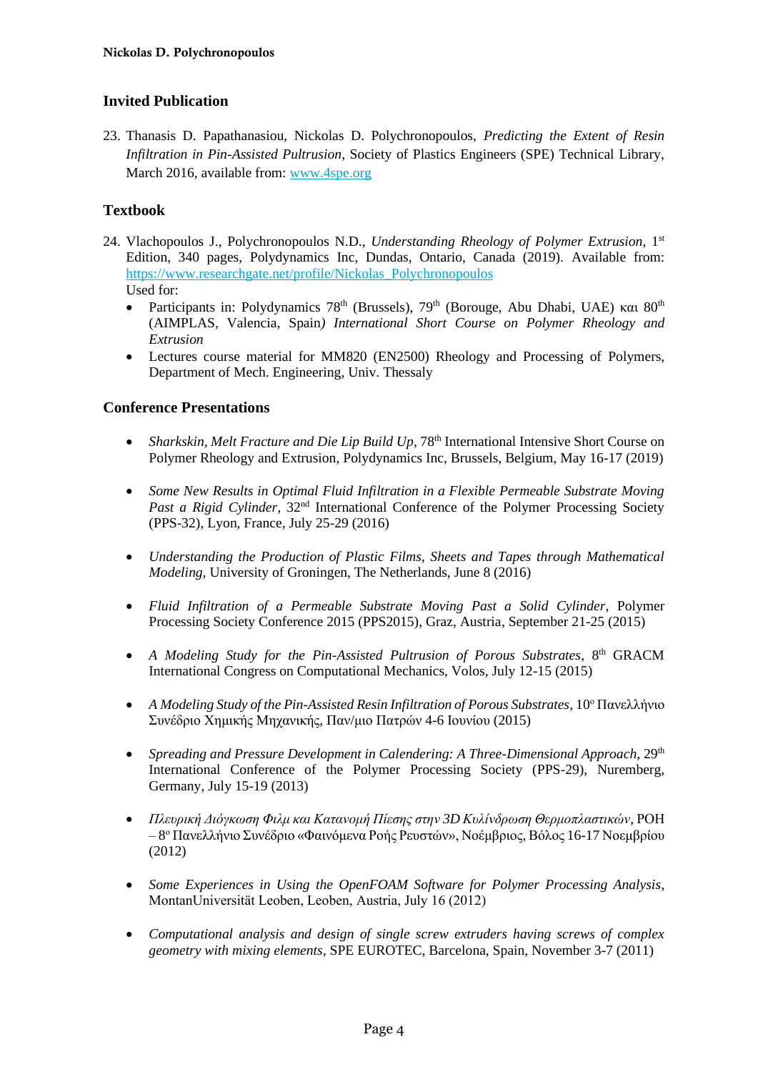## Invited Publication

23. Thanasis D. Papathanasiou, Nickolas D. Polychronopoulos, *Predicting the Extent of Resin Infiltration in Pin-Assisted Pultrusion*, Society of Plastics Engineers (SPE) Technical Library, March 2016, available from: www.4spe.org

## Textbook

24. Vlachopoulos J., Polychronopoulos N.D., *Understanding Rheology of Polymer Extrusion*, 1st Edition, 340 pages, Polydynamics Inc, Dundas, Ontario, Canada (2019). Available from: https://www.researchgate.net/profile/Nickolas_Polychronopoulos
    Used for:
    - Participants in: Polydynamics 78th (Brussels), 79th (Borouge, Abu Dhabi, UAE) και 80th (AIMPLAS, Valencia, Spain*) International Short Course on Polymer Rheology and Extrusion*
    - Lectures course material for MM820 (EN2500) Rheology and Processing of Polymers, Department of Mech. Engineering, Univ. Thessaly

## Conference Presentations

- *Sharkskin, Melt Fracture and Die Lip Build Up*, 78th International Intensive Short Course on Polymer Rheology and Extrusion, Polydynamics Inc, Brussels, Belgium, May 16-17 (2019)

- *Some New Results in Optimal Fluid Infiltration in a Flexible Permeable Substrate Moving Past a Rigid Cylinder*, 32nd International Conference of the Polymer Processing Society (PPS-32), Lyon, France, July 25-29 (2016)

- *Understanding the Production of Plastic Films, Sheets and Tapes through Mathematical Modeling*, University of Groningen, The Netherlands, June 8 (2016)

- *Fluid Infiltration of a Permeable Substrate Moving Past a Solid Cylinder*, Polymer Processing Society Conference 2015 (PPS2015), Graz, Austria, September 21-25 (2015)

- *A Modeling Study for the Pin-Assisted Pultrusion of Porous Substrates*, 8th GRACM International Congress on Computational Mechanics, Volos, July 12-15 (2015)

- *A Modeling Study of the Pin-Assisted Resin Infiltration of Porous Substrates*, 10ο Πανελλήνιο Συνέδριο Χημικής Μηχανικής, Παν/μιο Πατρών 4-6 Ιουνίου (2015)

- *Spreading and Pressure Development in Calendering: A Three-Dimensional Approach*, 29th International Conference of the Polymer Processing Society (PPS-29), Nuremberg, Germany, July 15-19 (2013)

- *Πλευρική Διόγκωση Φιλμ και Κατανομή Πίεσης στην 3D Κυλίνδρωση Θερμοπλαστικών*, ΡΟΗ – 8ο Πανελλήνιο Συνέδριο «Φαινόμενα Ροής Ρευστών», Νοέμβριος, Βόλος 16-17 Νοεμβρίου (2012)

- *Some Experiences in Using the OpenFOAM Software for Polymer Processing Analysis*, MontanUniversität Leoben, Leoben, Austria, July 16 (2012)

- *Computational analysis and design of single screw extruders having screws of complex geometry with mixing elements*, SPE EUROTEC, Barcelona, Spain, November 3-7 (2011)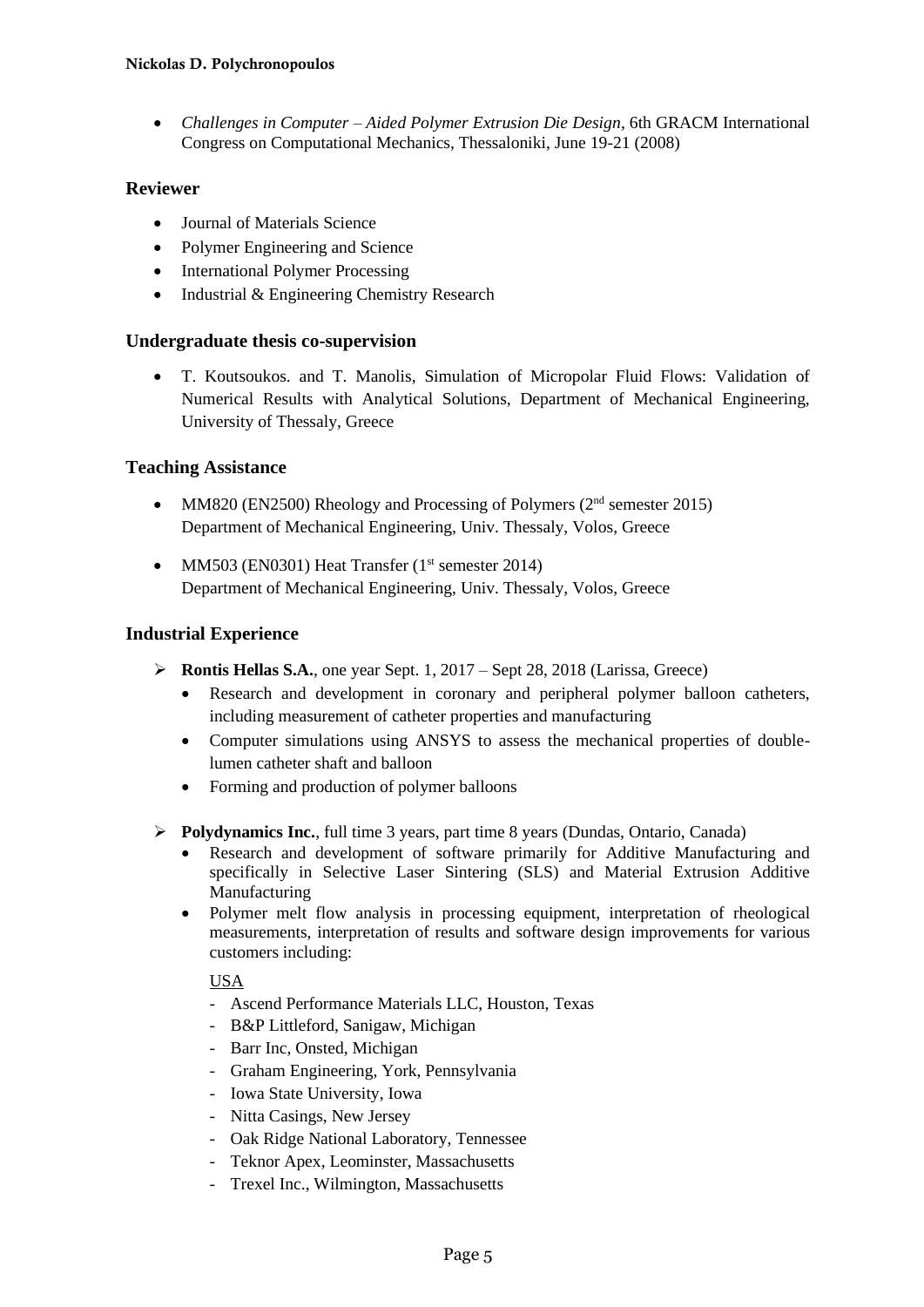- *Challenges in Computer – Aided Polymer Extrusion Die Design*, 6th GRACM International Congress on Computational Mechanics, Thessaloniki, June 19-21 (2008)

## Reviewer

- Journal of Materials Science
- Polymer Engineering and Science
- International Polymer Processing
- Industrial & Engineering Chemistry Research

## Undergraduate thesis co-supervision

- T. Koutsoukos. and T. Manolis, Simulation of Micropolar Fluid Flows: Validation of Numerical Results with Analytical Solutions, Department of Mechanical Engineering, University of Thessaly, Greece

## Teaching Assistance

- MM820 (EN2500) Rheology and Processing of Polymers (2nd semester 2015)
  Department of Mechanical Engineering, Univ. Thessaly, Volos, Greece

- MM503 (EN0301) Heat Transfer (1st semester 2014)
  Department of Mechanical Engineering, Univ. Thessaly, Volos, Greece

## Industrial Experience

- **Rontis Hellas S.A.**, one year Sept. 1, 2017 – Sept 28, 2018 (Larissa, Greece)
  - Research and development in coronary and peripheral polymer balloon catheters, including measurement of catheter properties and manufacturing
  - Computer simulations using ANSYS to assess the mechanical properties of double-lumen catheter shaft and balloon
  - Forming and production of polymer balloons

- **Polydynamics Inc.**, full time 3 years, part time 8 years (Dundas, Ontario, Canada)
  - Research and development of software primarily for Additive Manufacturing and specifically in Selective Laser Sintering (SLS) and Material Extrusion Additive Manufacturing
  - Polymer melt flow analysis in processing equipment, interpretation of rheological measurements, interpretation of results and software design improvements for various customers including:

    USA
    - Ascend Performance Materials LLC, Houston, Texas
    - B&P Littleford, Sanigaw, Michigan
    - Barr Inc, Onsted, Michigan
    - Graham Engineering, York, Pennsylvania
    - Iowa State University, Iowa
    - Nitta Casings, New Jersey
    - Oak Ridge National Laboratory, Tennessee
    - Teknor Apex, Leominster, Massachusetts
    - Trexel Inc., Wilmington, Massachusetts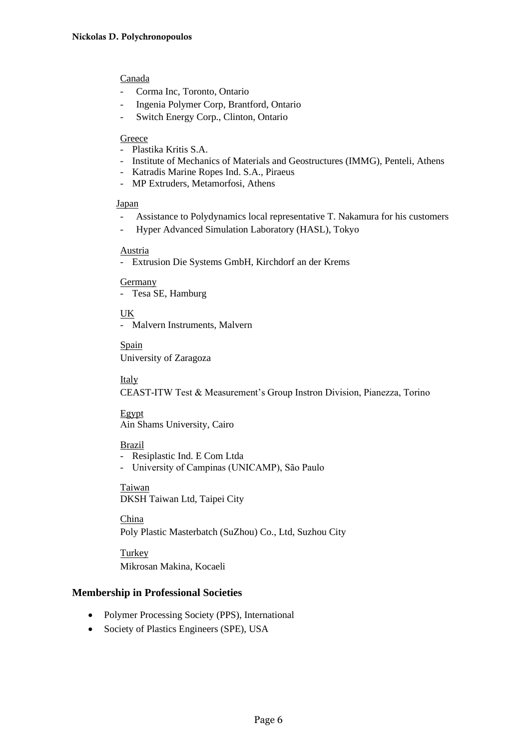Canada

- Corma Inc, Toronto, Ontario
- Ingenia Polymer Corp, Brantford, Ontario
- Switch Energy Corp., Clinton, Ontario

Greece

- Plastika Kritis S.A.
- Institute of Mechanics of Materials and Geostructures (IMMG), Penteli, Athens
- Katradis Marine Ropes Ind. S.A., Piraeus
- MP Extruders, Metamorfosi, Athens

Japan

- Assistance to Polydynamics local representative T. Nakamura for his customers
- Hyper Advanced Simulation Laboratory (HASL), Tokyo

Austria

- Extrusion Die Systems GmbH, Kirchdorf an der Krems

Germany

- Tesa SE, Hamburg

UK

- Malvern Instruments, Malvern

Spain

University of Zaragoza

Italy

CEAST-ITW Test & Measurement's Group Instron Division, Pianezza, Torino

Egypt

Ain Shams University, Cairo

Brazil

- Resiplastic Ind. E Com Ltda
- University of Campinas (UNICAMP), São Paulo

Taiwan

DKSH Taiwan Ltd, Taipei City

China

Poly Plastic Masterbatch (SuZhou) Co., Ltd, Suzhou City

Turkey

Mikrosan Makina, Kocaeli

## Membership in Professional Societies

- Polymer Processing Society (PPS), International
- Society of Plastics Engineers (SPE), USA